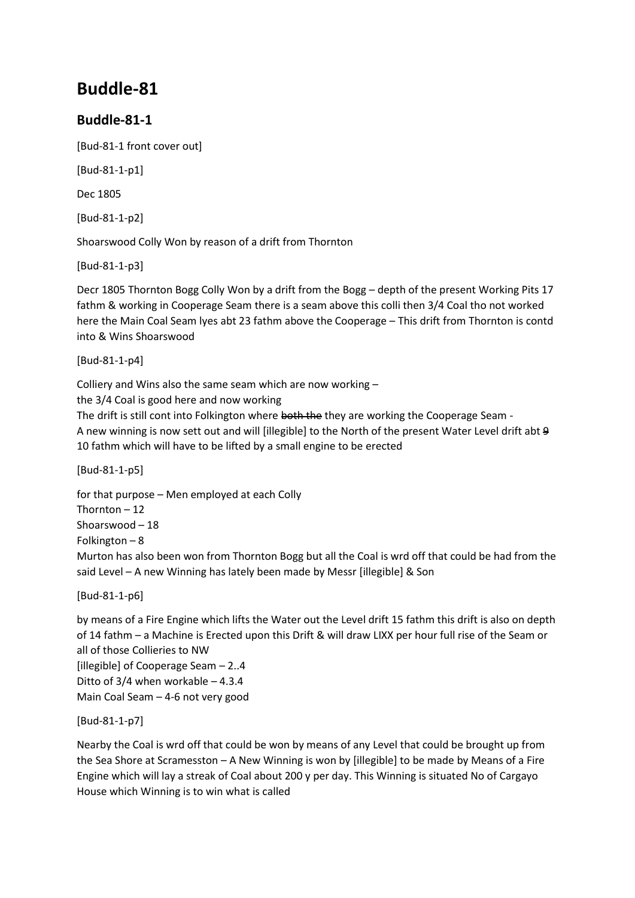# Buddle-81

## Buddle-81-1

[Bud-81-1 front cover out]

[Bud-81-1-p1]

Dec 1805

[Bud-81-1-p2]

Shoarswood Colly Won by reason of a drift from Thornton

[Bud-81-1-p3]

Decr 1805 Thornton Bogg Colly Won by a drift from the Bogg – depth of the present Working Pits 17 fathm & working in Cooperage Seam there is a seam above this colli then 3/4 Coal tho not worked here the Main Coal Seam lyes abt 23 fathm above the Cooperage – This drift from Thornton is contd into & Wins Shoarswood

[Bud-81-1-p4]

Colliery and Wins also the same seam which are now working –
the 3/4 Coal is good here and now working
The drift is still cont into Folkington where ~~both the~~ they are working the Cooperage Seam -
A new winning is now sett out and will [illegible] to the North of the present Water Level drift abt ~~9~~ 10 fathm which will have to be lifted by a small engine to be erected

[Bud-81-1-p5]

for that purpose – Men employed at each Colly
Thornton – 12
Shoarswood – 18
Folkington – 8
Murton has also been won from Thornton Bogg but all the Coal is wrd off that could be had from the said Level – A new Winning has lately been made by Messr [illegible] & Son

[Bud-81-1-p6]

by means of a Fire Engine which lifts the Water out the Level drift 15 fathm this drift is also on depth of 14 fathm – a Machine is Erected upon this Drift & will draw LIXX per hour full rise of the Seam or all of those Collieries to NW
[illegible] of Cooperage Seam – 2..4
Ditto of 3/4 when workable – 4.3.4
Main Coal Seam – 4-6 not very good

[Bud-81-1-p7]

Nearby the Coal is wrd off that could be won by means of any Level that could be brought up from the Sea Shore at Scramesston – A New Winning is won by [illegible] to be made by Means of a Fire Engine which will lay a streak of Coal about 200 y per day. This Winning is situated No of Cargayo House which Winning is to win what is called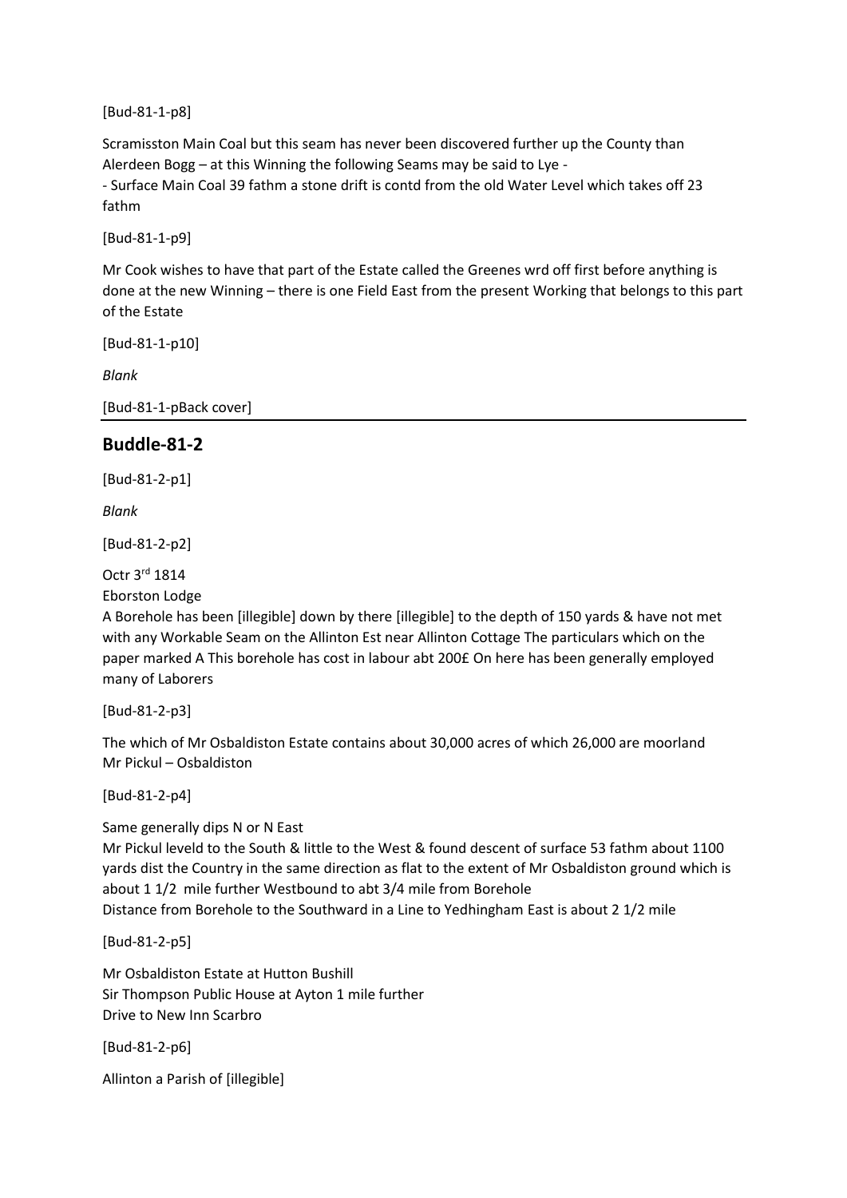[Bud-81-1-p8]

Scramisston Main Coal but this seam has never been discovered further up the County than Alerdeen Bogg – at this Winning the following Seams may be said to Lye -

- Surface Main Coal 39 fathm a stone drift is contd from the old Water Level which takes off 23 fathm

[Bud-81-1-p9]

Mr Cook wishes to have that part of the Estate called the Greenes wrd off first before anything is done at the new Winning – there is one Field East from the present Working that belongs to this part of the Estate

[Bud-81-1-p10]

*Blank*

[Bud-81-1-pBack cover]

---

## Buddle-81-2

[Bud-81-2-p1]

*Blank*

[Bud-81-2-p2]

Octr 3rd 1814
Eborston Lodge
A Borehole has been [illegible] down by there [illegible] to the depth of 150 yards & have not met with any Workable Seam on the Allinton Est near Allinton Cottage The particulars which on the paper marked A This borehole has cost in labour abt 200£ On here has been generally employed many of Laborers

[Bud-81-2-p3]

The which of Mr Osbaldiston Estate contains about 30,000 acres of which 26,000 are moorland
Mr Pickul – Osbaldiston

[Bud-81-2-p4]

Same generally dips N or N East
Mr Pickul leveld to the South & little to the West & found descent of surface 53 fathm about 1100 yards dist the Country in the same direction as flat to the extent of Mr Osbaldiston ground which is about 1 1/2 mile further Westbound to abt 3/4 mile from Borehole
Distance from Borehole to the Southward in a Line to Yedhingham East is about 2 1/2 mile

[Bud-81-2-p5]

Mr Osbaldiston Estate at Hutton Bushill
Sir Thompson Public House at Ayton 1 mile further
Drive to New Inn Scarbro

[Bud-81-2-p6]

Allinton a Parish of [illegible]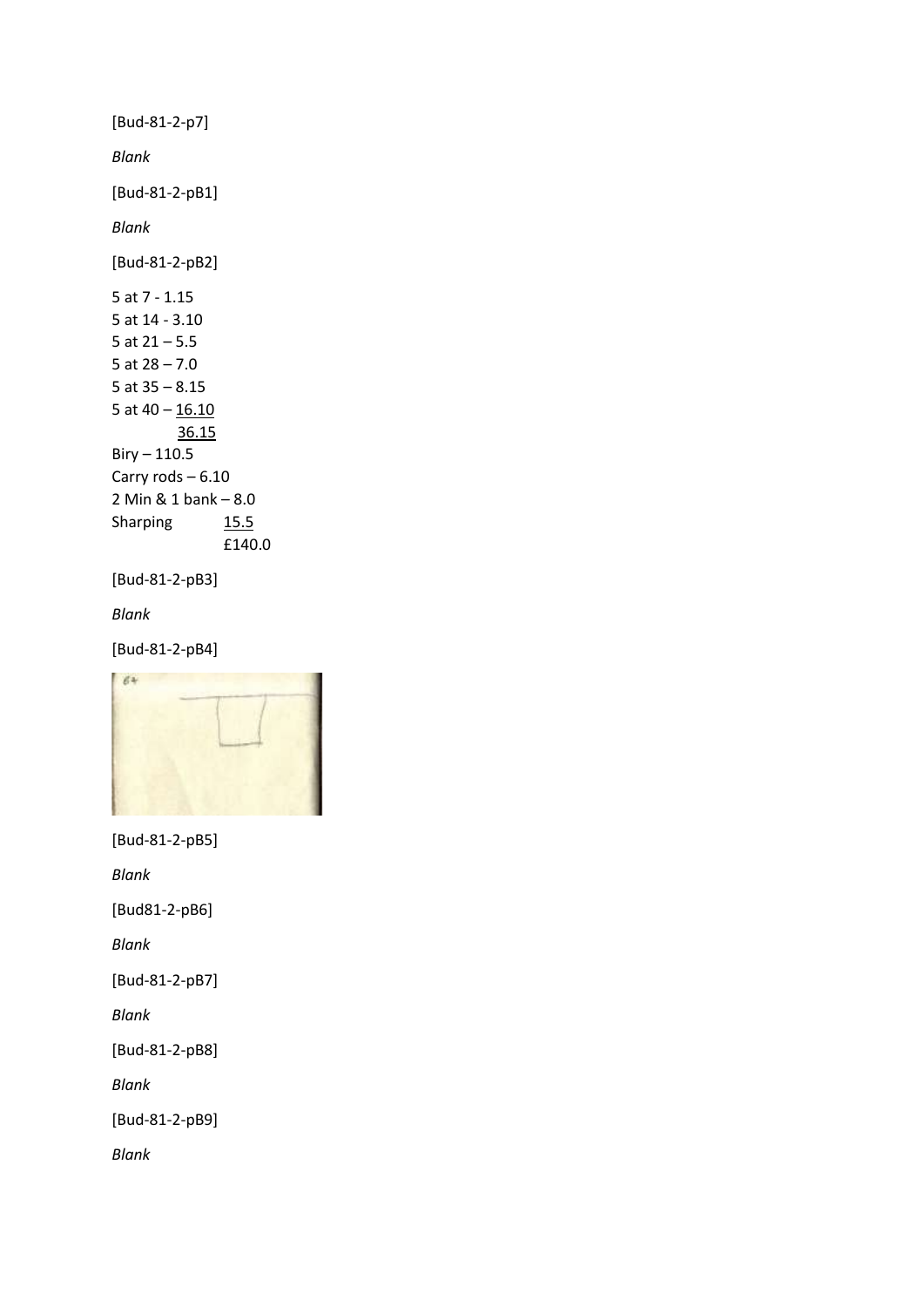[Bud-81-2-p7]

*Blank*

[Bud-81-2-pB1]

*Blank*

[Bud-81-2-pB2]

5 at 7 - 1.15
5 at 14 - 3.10
5 at 21 – 5.5
5 at 28 – 7.0
5 at 35 – 8.15
5 at 40 – 16.10
36.15
Biry – 110.5
Carry rods – 6.10
2 Min & 1 bank – 8.0
Sharping 15.5
£140.0

[Bud-81-2-pB3]

*Blank*

[Bud-81-2-pB4]

[Bud-81-2-pB5]

*Blank*

[Bud81-2-pB6]

*Blank*

[Bud-81-2-pB7]

*Blank*

[Bud-81-2-pB8]

*Blank*

[Bud-81-2-pB9]

*Blank*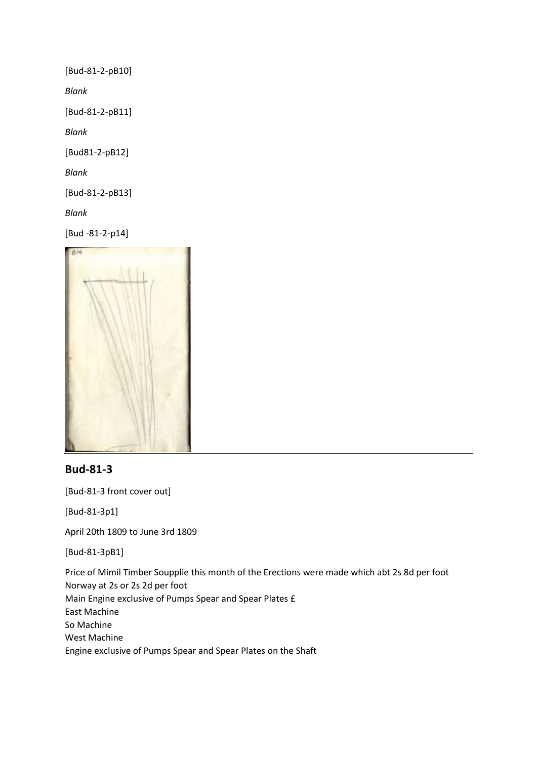[Bud-81-2-pB10]

*Blank*

[Bud-81-2-pB11]

*Blank*

[Bud81-2-pB12]

*Blank*

[Bud-81-2-pB13]

*Blank*

[Bud -81-2-p14]

## Bud-81-3

[Bud-81-3 front cover out]

[Bud-81-3p1]

April 20th 1809 to June 3rd 1809

[Bud-81-3pB1]

Price of Mimil Timber Soupplie this month of the Erections were made which abt 2s 8d per foot
Norway at 2s or 2s 2d per foot
Main Engine exclusive of Pumps Spear and Spear Plates £
East Machine
So Machine
West Machine
Engine exclusive of Pumps Spear and Spear Plates on the Shaft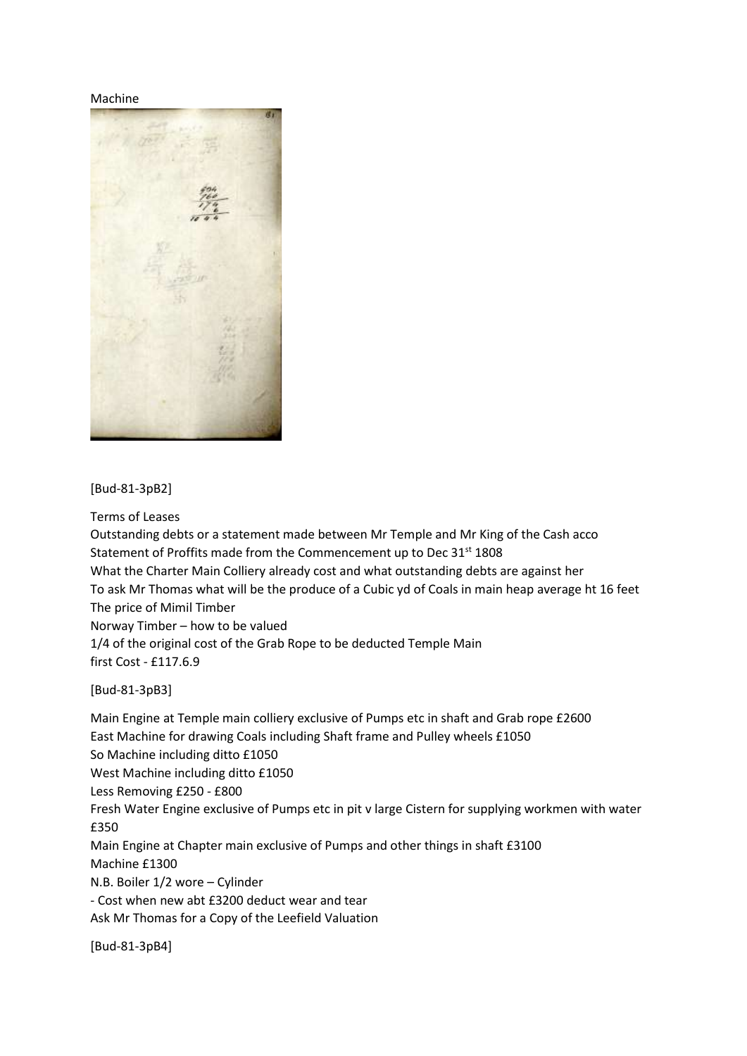Machine

[Bud-81-3pB2]

Terms of Leases
Outstanding debts or a statement made between Mr Temple and Mr King of the Cash acco
Statement of Proffits made from the Commencement up to Dec 31st 1808
What the Charter Main Colliery already cost and what outstanding debts are against her
To ask Mr Thomas what will be the produce of a Cubic yd of Coals in main heap average ht 16 feet
The price of Mimil Timber
Norway Timber – how to be valued
1/4 of the original cost of the Grab Rope to be deducted Temple Main
first Cost - £117.6.9

[Bud-81-3pB3]

Main Engine at Temple main colliery exclusive of Pumps etc in shaft and Grab rope £2600
East Machine for drawing Coals including Shaft frame and Pulley wheels £1050
So Machine including ditto £1050
West Machine including ditto £1050
Less Removing £250 - £800
Fresh Water Engine exclusive of Pumps etc in pit v large Cistern for supplying workmen with water £350
Main Engine at Chapter main exclusive of Pumps and other things in shaft £3100
Machine £1300
N.B. Boiler 1/2 wore – Cylinder
- Cost when new abt £3200 deduct wear and tear
Ask Mr Thomas for a Copy of the Leefield Valuation

[Bud-81-3pB4]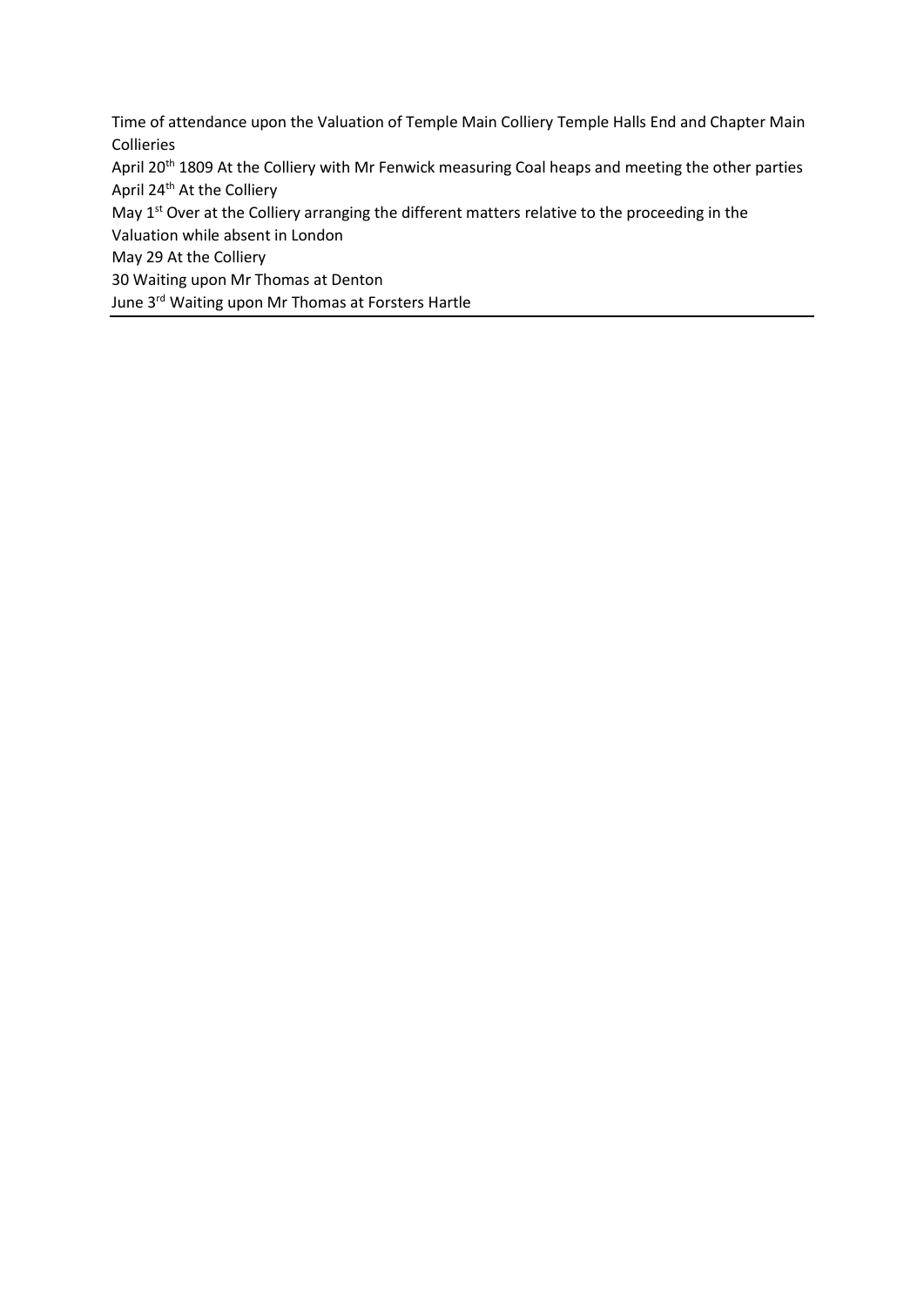Time of attendance upon the Valuation of Temple Main Colliery Temple Halls End and Chapter Main Collieries

April 20th 1809 At the Colliery with Mr Fenwick measuring Coal heaps and meeting the other parties

April 24th At the Colliery

May 1st Over at the Colliery arranging the different matters relative to the proceeding in the Valuation while absent in London

May 29 At the Colliery

30 Waiting upon Mr Thomas at Denton

June 3rd Waiting upon Mr Thomas at Forsters Hartle

---